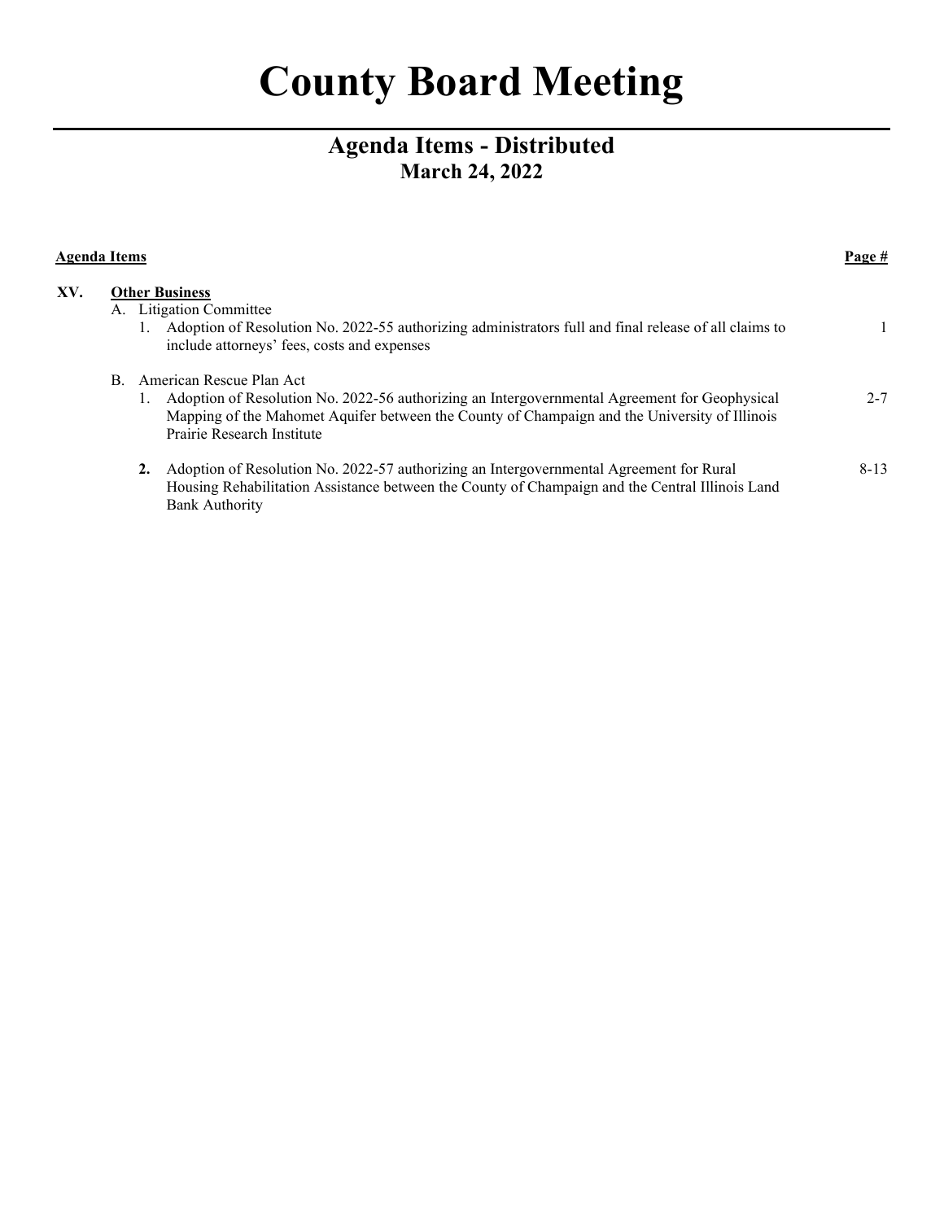# County Board Meeting

## Agenda Items - Distributed
### March 24, 2022

| **Agenda Items** | **Page #** |
|---|---|
| **XV. Other Business** | |
| A. Litigation Committee | |
| 1. Adoption of Resolution No. 2022-55 authorizing administrators full and final release of all claims to include attorneys' fees, costs and expenses | 1 |
| B. American Rescue Plan Act | |
| 1. Adoption of Resolution No. 2022-56 authorizing an Intergovernmental Agreement for Geophysical Mapping of the Mahomet Aquifer between the County of Champaign and the University of Illinois Prairie Research Institute | 2-7 |
| **2.** Adoption of Resolution No. 2022-57 authorizing an Intergovernmental Agreement for Rural Housing Rehabilitation Assistance between the County of Champaign and the Central Illinois Land Bank Authority | 8-13 |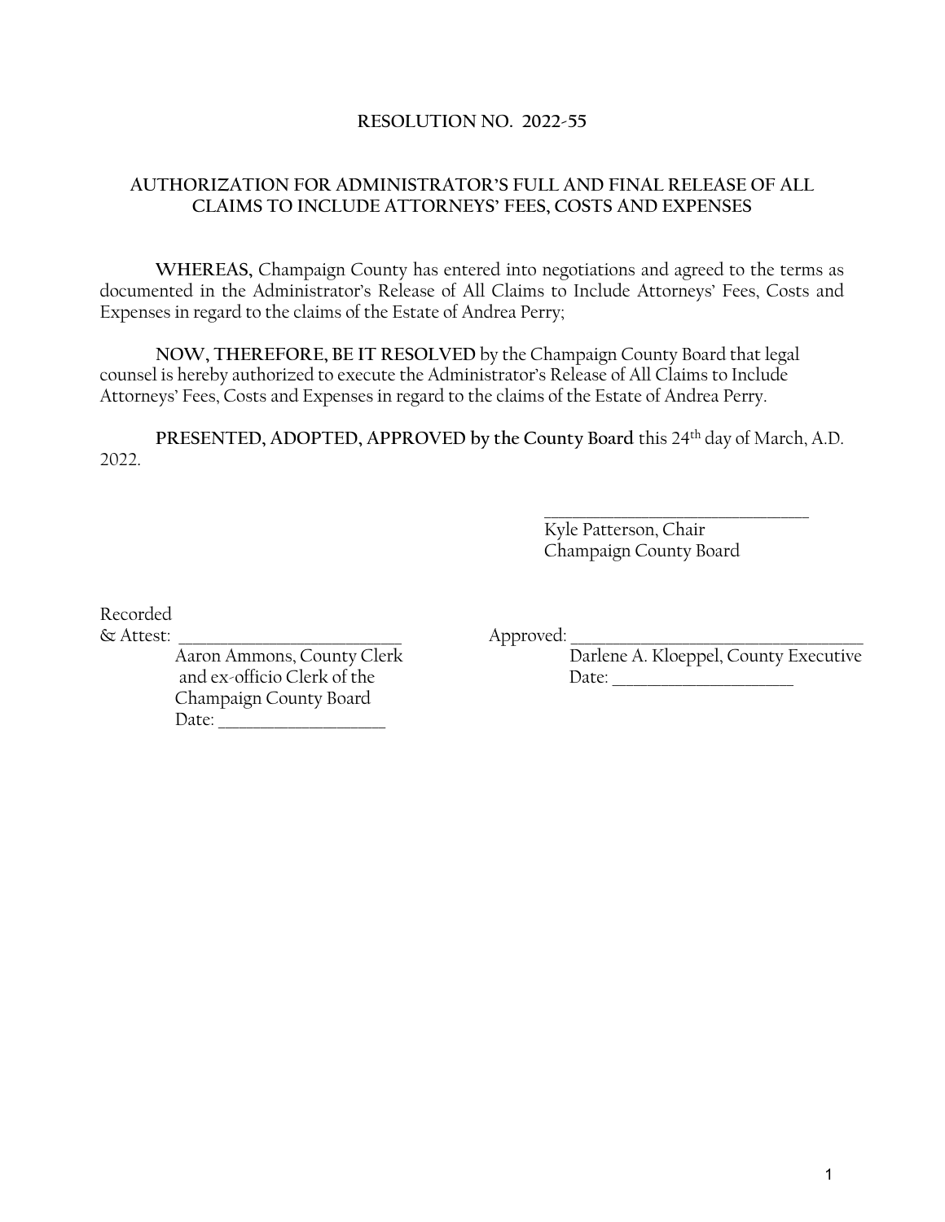# RESOLUTION NO. 2022-55

## AUTHORIZATION FOR ADMINISTRATOR'S FULL AND FINAL RELEASE OF ALL CLAIMS TO INCLUDE ATTORNEYS' FEES, COSTS AND EXPENSES

**WHEREAS,** Champaign County has entered into negotiations and agreed to the terms as documented in the Administrator's Release of All Claims to Include Attorneys' Fees, Costs and Expenses in regard to the claims of the Estate of Andrea Perry;

**NOW, THEREFORE, BE IT RESOLVED** by the Champaign County Board that legal counsel is hereby authorized to execute the Administrator's Release of All Claims to Include Attorneys' Fees, Costs and Expenses in regard to the claims of the Estate of Andrea Perry.

**PRESENTED, ADOPTED, APPROVED by the County Board** this 24th day of March, A.D. 2022.

\_\_\_\_\_\_\_\_\_\_\_\_\_\_\_\_\_\_\_\_\_\_\_\_\_\_\_\_\_\_\_\_
Kyle Patterson, Chair
Champaign County Board

Recorded
& Attest: \_\_\_\_\_\_\_\_\_\_\_\_\_\_\_\_\_\_\_\_\_\_\_\_\_\_
Aaron Ammons, County Clerk
and ex-officio Clerk of the
Champaign County Board
Date: \_\_\_\_\_\_\_\_\_\_\_\_\_\_\_\_\_\_\_\_

Approved: \_\_\_\_\_\_\_\_\_\_\_\_\_\_\_\_\_\_\_\_\_\_\_\_\_\_\_\_\_\_\_\_\_\_\_\_
Darlene A. Kloeppel, County Executive
Date: \_\_\_\_\_\_\_\_\_\_\_\_\_\_\_\_\_\_\_\_\_\_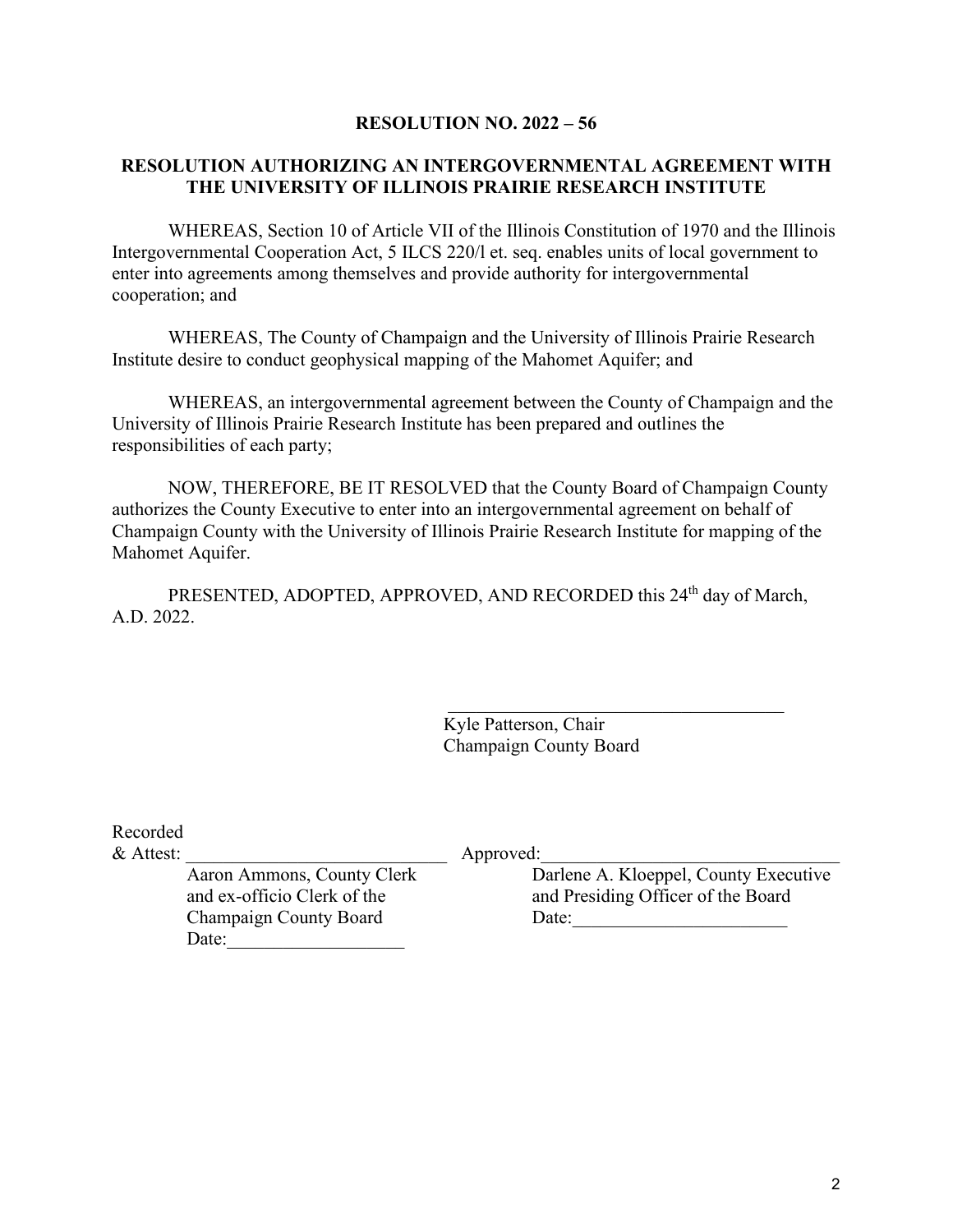**RESOLUTION NO. 2022 – 56**

**RESOLUTION AUTHORIZING AN INTERGOVERNMENTAL AGREEMENT WITH THE UNIVERSITY OF ILLINOIS PRAIRIE RESEARCH INSTITUTE**

WHEREAS, Section 10 of Article VII of the Illinois Constitution of 1970 and the Illinois Intergovernmental Cooperation Act, 5 ILCS 220/l et. seq. enables units of local government to enter into agreements among themselves and provide authority for intergovernmental cooperation; and

WHEREAS, The County of Champaign and the University of Illinois Prairie Research Institute desire to conduct geophysical mapping of the Mahomet Aquifer; and

WHEREAS, an intergovernmental agreement between the County of Champaign and the University of Illinois Prairie Research Institute has been prepared and outlines the responsibilities of each party;

NOW, THEREFORE, BE IT RESOLVED that the County Board of Champaign County authorizes the County Executive to enter into an intergovernmental agreement on behalf of Champaign County with the University of Illinois Prairie Research Institute for mapping of the Mahomet Aquifer.

PRESENTED, ADOPTED, APPROVED, AND RECORDED this 24th day of March, A.D. 2022.

\_\_\_\_\_\_\_\_\_\_\_\_\_\_\_\_\_\_\_\_\_\_\_\_\_\_\_\_\_\_\_\_\_\_\_\_
Kyle Patterson, Chair
Champaign County Board

Recorded
& Attest: \_\_\_\_\_\_\_\_\_\_\_\_\_\_\_\_\_\_\_\_\_\_\_\_\_\_\_
Aaron Ammons, County Clerk
and ex-officio Clerk of the
Champaign County Board
Date:\_\_\_\_\_\_\_\_\_\_\_\_\_\_\_\_\_\_

Approved:\_\_\_\_\_\_\_\_\_\_\_\_\_\_\_\_\_\_\_\_\_\_\_\_\_\_\_\_\_\_
Darlene A. Kloeppel, County Executive
and Presiding Officer of the Board
Date:\_\_\_\_\_\_\_\_\_\_\_\_\_\_\_\_\_\_\_\_\_\_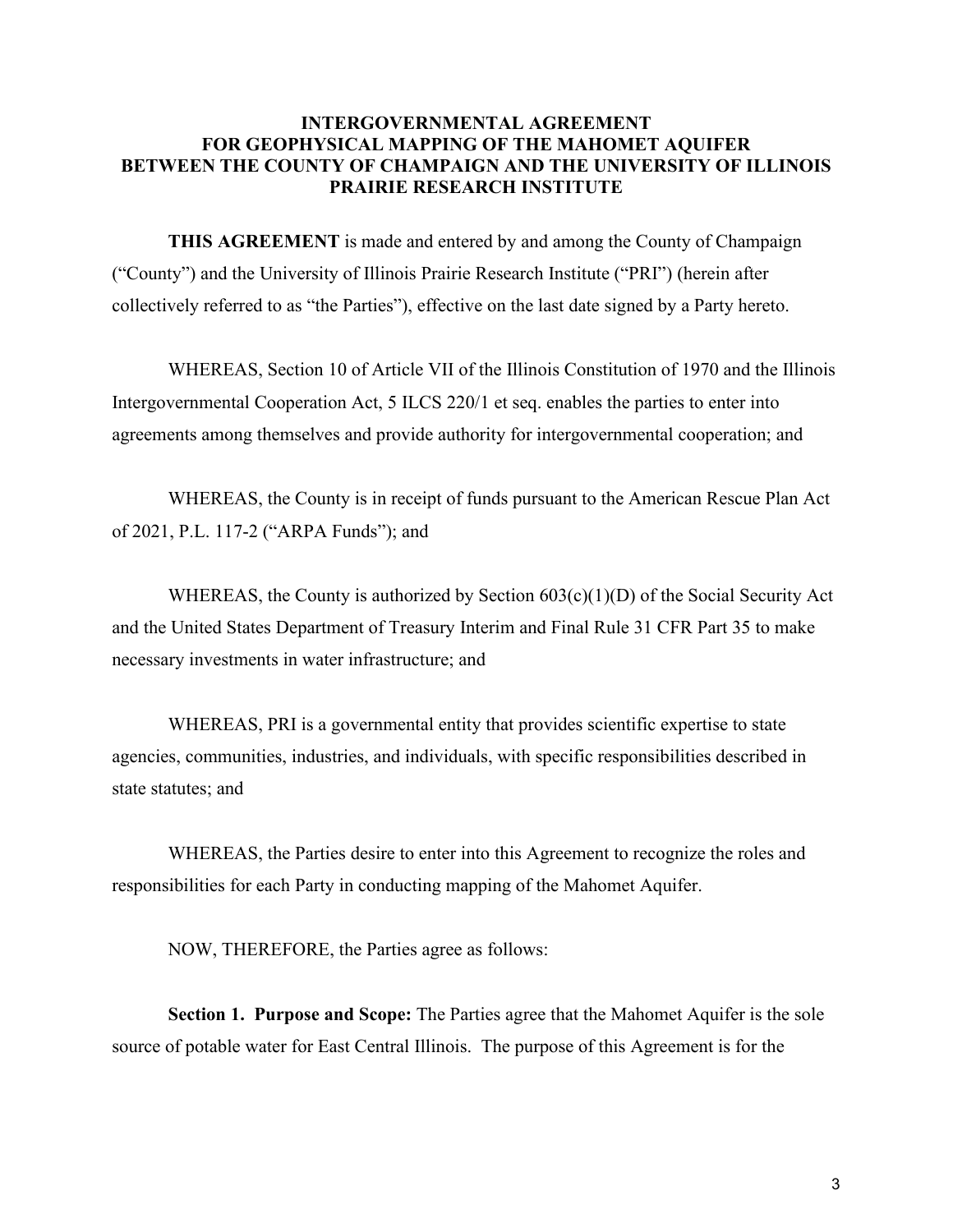# INTERGOVERNMENTAL AGREEMENT FOR GEOPHYSICAL MAPPING OF THE MAHOMET AQUIFER BETWEEN THE COUNTY OF CHAMPAIGN AND THE UNIVERSITY OF ILLINOIS PRAIRIE RESEARCH INSTITUTE

**THIS AGREEMENT** is made and entered by and among the County of Champaign ("County") and the University of Illinois Prairie Research Institute ("PRI") (herein after collectively referred to as "the Parties"), effective on the last date signed by a Party hereto.

WHEREAS, Section 10 of Article VII of the Illinois Constitution of 1970 and the Illinois Intergovernmental Cooperation Act, 5 ILCS 220/1 et seq. enables the parties to enter into agreements among themselves and provide authority for intergovernmental cooperation; and

WHEREAS, the County is in receipt of funds pursuant to the American Rescue Plan Act of 2021, P.L. 117-2 ("ARPA Funds"); and

WHEREAS, the County is authorized by Section 603(c)(1)(D) of the Social Security Act and the United States Department of Treasury Interim and Final Rule 31 CFR Part 35 to make necessary investments in water infrastructure; and

WHEREAS, PRI is a governmental entity that provides scientific expertise to state agencies, communities, industries, and individuals, with specific responsibilities described in state statutes; and

WHEREAS, the Parties desire to enter into this Agreement to recognize the roles and responsibilities for each Party in conducting mapping of the Mahomet Aquifer.

NOW, THEREFORE, the Parties agree as follows:

**Section 1. Purpose and Scope:** The Parties agree that the Mahomet Aquifer is the sole source of potable water for East Central Illinois. The purpose of this Agreement is for the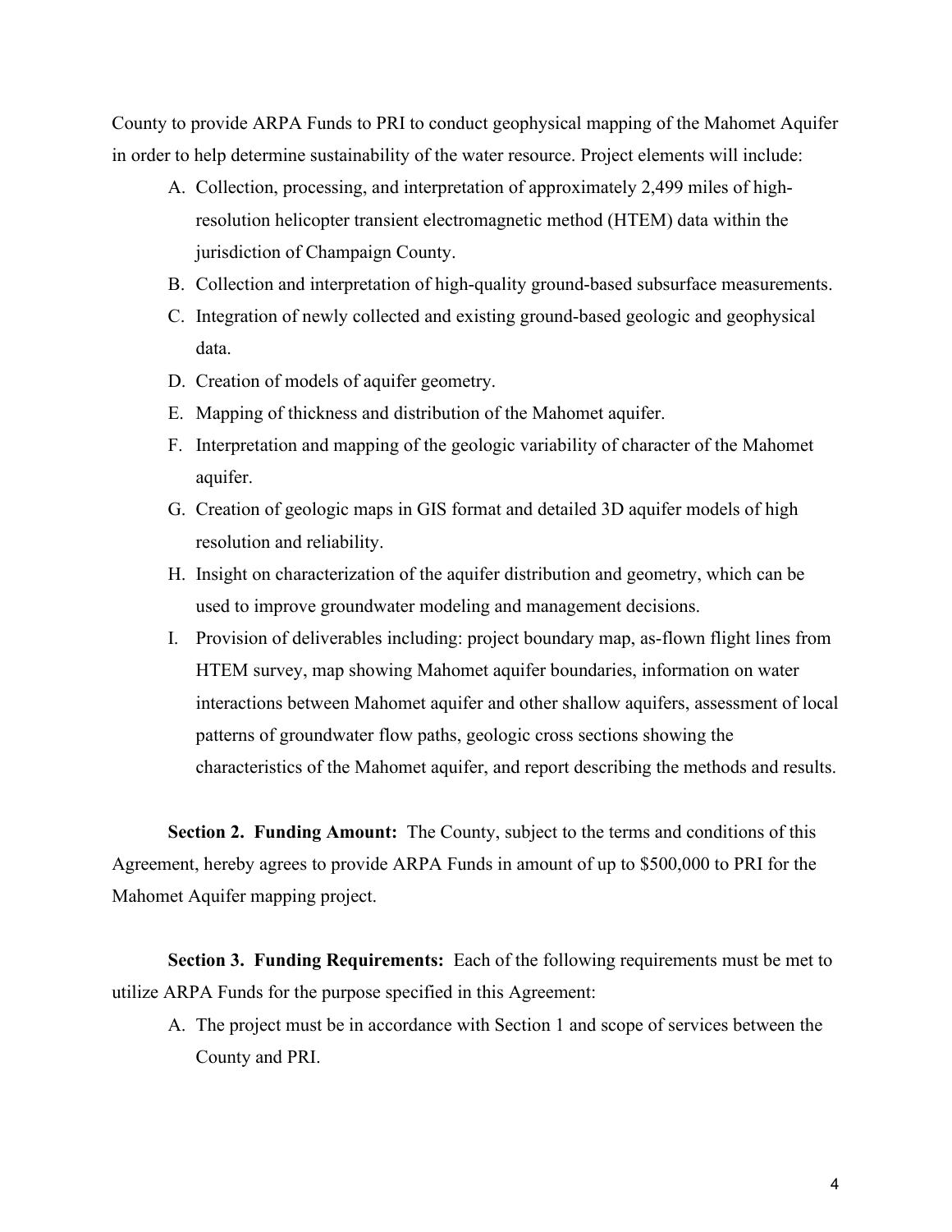County to provide ARPA Funds to PRI to conduct geophysical mapping of the Mahomet Aquifer in order to help determine sustainability of the water resource. Project elements will include:

A. Collection, processing, and interpretation of approximately 2,499 miles of high-resolution helicopter transient electromagnetic method (HTEM) data within the jurisdiction of Champaign County.
B. Collection and interpretation of high-quality ground-based subsurface measurements.
C. Integration of newly collected and existing ground-based geologic and geophysical data.
D. Creation of models of aquifer geometry.
E. Mapping of thickness and distribution of the Mahomet aquifer.
F. Interpretation and mapping of the geologic variability of character of the Mahomet aquifer.
G. Creation of geologic maps in GIS format and detailed 3D aquifer models of high resolution and reliability.
H. Insight on characterization of the aquifer distribution and geometry, which can be used to improve groundwater modeling and management decisions.
I. Provision of deliverables including: project boundary map, as-flown flight lines from HTEM survey, map showing Mahomet aquifer boundaries, information on water interactions between Mahomet aquifer and other shallow aquifers, assessment of local patterns of groundwater flow paths, geologic cross sections showing the characteristics of the Mahomet aquifer, and report describing the methods and results.

**Section 2. Funding Amount:** The County, subject to the terms and conditions of this Agreement, hereby agrees to provide ARPA Funds in amount of up to $500,000 to PRI for the Mahomet Aquifer mapping project.

**Section 3. Funding Requirements:** Each of the following requirements must be met to utilize ARPA Funds for the purpose specified in this Agreement:

A. The project must be in accordance with Section 1 and scope of services between the County and PRI.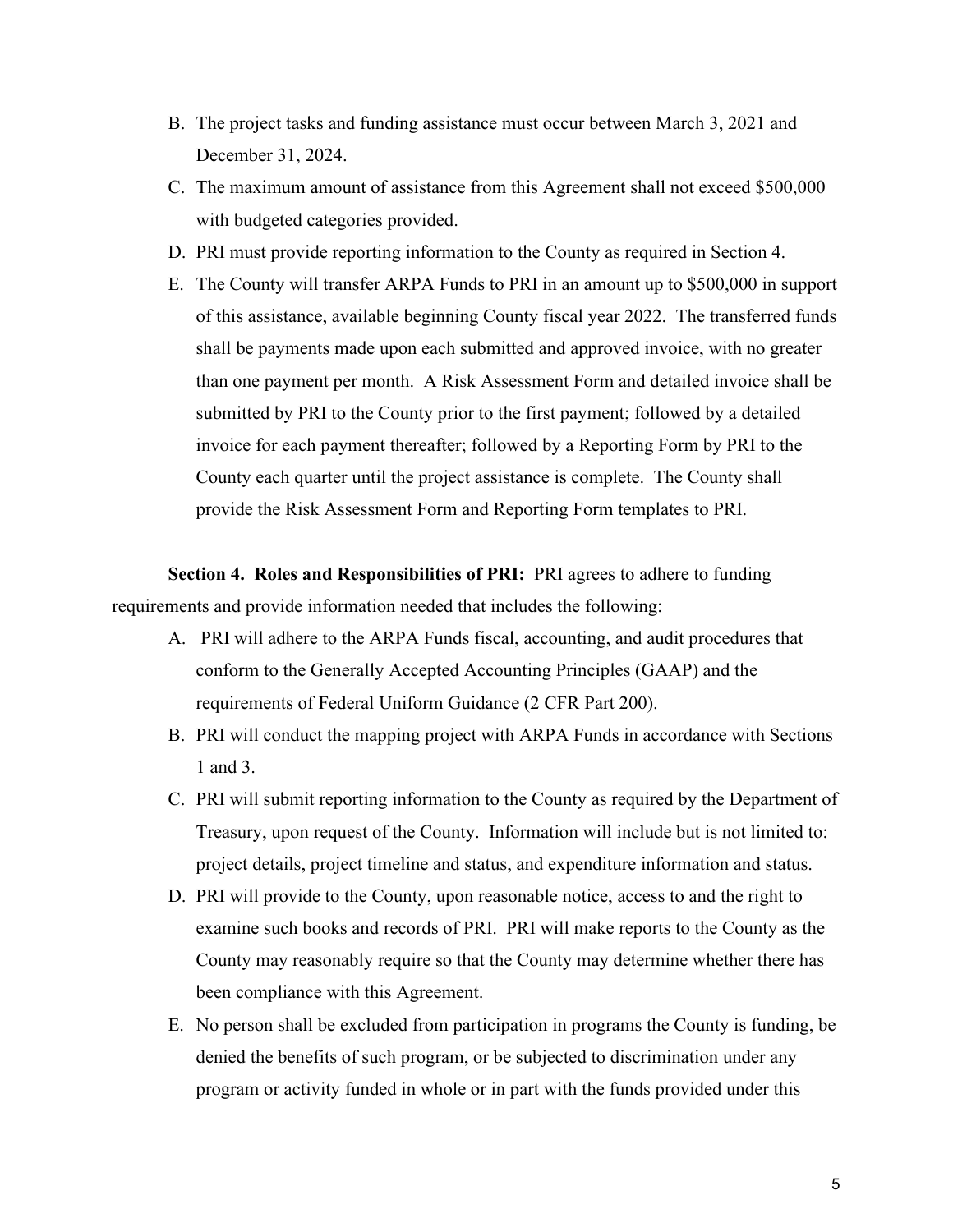B. The project tasks and funding assistance must occur between March 3, 2021 and December 31, 2024.

C. The maximum amount of assistance from this Agreement shall not exceed $500,000 with budgeted categories provided.

D. PRI must provide reporting information to the County as required in Section 4.

E. The County will transfer ARPA Funds to PRI in an amount up to $500,000 in support of this assistance, available beginning County fiscal year 2022. The transferred funds shall be payments made upon each submitted and approved invoice, with no greater than one payment per month. A Risk Assessment Form and detailed invoice shall be submitted by PRI to the County prior to the first payment; followed by a detailed invoice for each payment thereafter; followed by a Reporting Form by PRI to the County each quarter until the project assistance is complete. The County shall provide the Risk Assessment Form and Reporting Form templates to PRI.

**Section 4. Roles and Responsibilities of PRI:** PRI agrees to adhere to funding requirements and provide information needed that includes the following:

A. PRI will adhere to the ARPA Funds fiscal, accounting, and audit procedures that conform to the Generally Accepted Accounting Principles (GAAP) and the requirements of Federal Uniform Guidance (2 CFR Part 200).

B. PRI will conduct the mapping project with ARPA Funds in accordance with Sections 1 and 3.

C. PRI will submit reporting information to the County as required by the Department of Treasury, upon request of the County. Information will include but is not limited to: project details, project timeline and status, and expenditure information and status.

D. PRI will provide to the County, upon reasonable notice, access to and the right to examine such books and records of PRI. PRI will make reports to the County as the County may reasonably require so that the County may determine whether there has been compliance with this Agreement.

E. No person shall be excluded from participation in programs the County is funding, be denied the benefits of such program, or be subjected to discrimination under any program or activity funded in whole or in part with the funds provided under this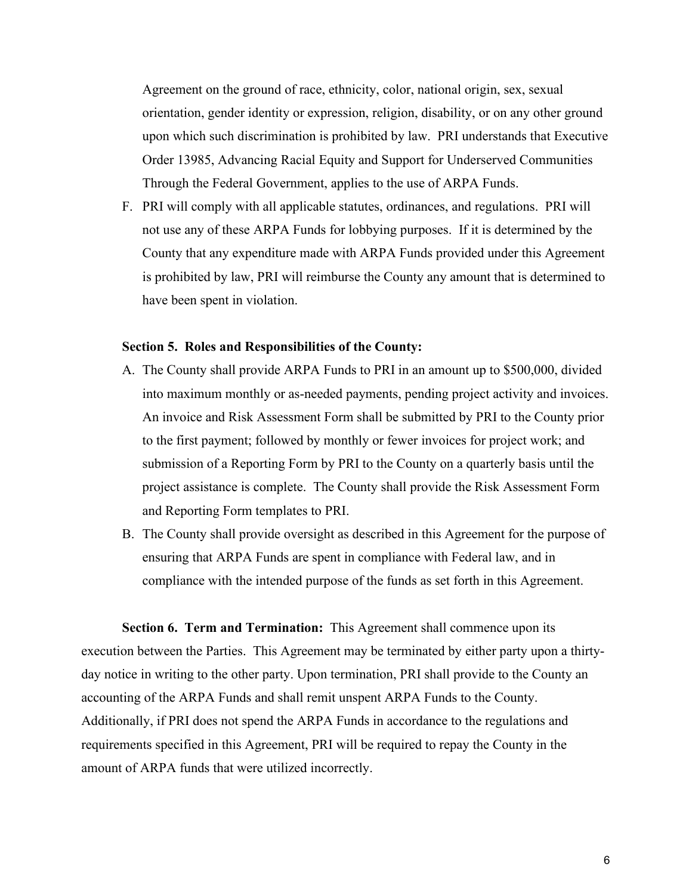Agreement on the ground of race, ethnicity, color, national origin, sex, sexual orientation, gender identity or expression, religion, disability, or on any other ground upon which such discrimination is prohibited by law. PRI understands that Executive Order 13985, Advancing Racial Equity and Support for Underserved Communities Through the Federal Government, applies to the use of ARPA Funds.

F. PRI will comply with all applicable statutes, ordinances, and regulations. PRI will not use any of these ARPA Funds for lobbying purposes. If it is determined by the County that any expenditure made with ARPA Funds provided under this Agreement is prohibited by law, PRI will reimburse the County any amount that is determined to have been spent in violation.

**Section 5. Roles and Responsibilities of the County:**

A. The County shall provide ARPA Funds to PRI in an amount up to $500,000, divided into maximum monthly or as-needed payments, pending project activity and invoices. An invoice and Risk Assessment Form shall be submitted by PRI to the County prior to the first payment; followed by monthly or fewer invoices for project work; and submission of a Reporting Form by PRI to the County on a quarterly basis until the project assistance is complete. The County shall provide the Risk Assessment Form and Reporting Form templates to PRI.

B. The County shall provide oversight as described in this Agreement for the purpose of ensuring that ARPA Funds are spent in compliance with Federal law, and in compliance with the intended purpose of the funds as set forth in this Agreement.

**Section 6. Term and Termination:** This Agreement shall commence upon its execution between the Parties. This Agreement may be terminated by either party upon a thirty-day notice in writing to the other party. Upon termination, PRI shall provide to the County an accounting of the ARPA Funds and shall remit unspent ARPA Funds to the County. Additionally, if PRI does not spend the ARPA Funds in accordance to the regulations and requirements specified in this Agreement, PRI will be required to repay the County in the amount of ARPA funds that were utilized incorrectly.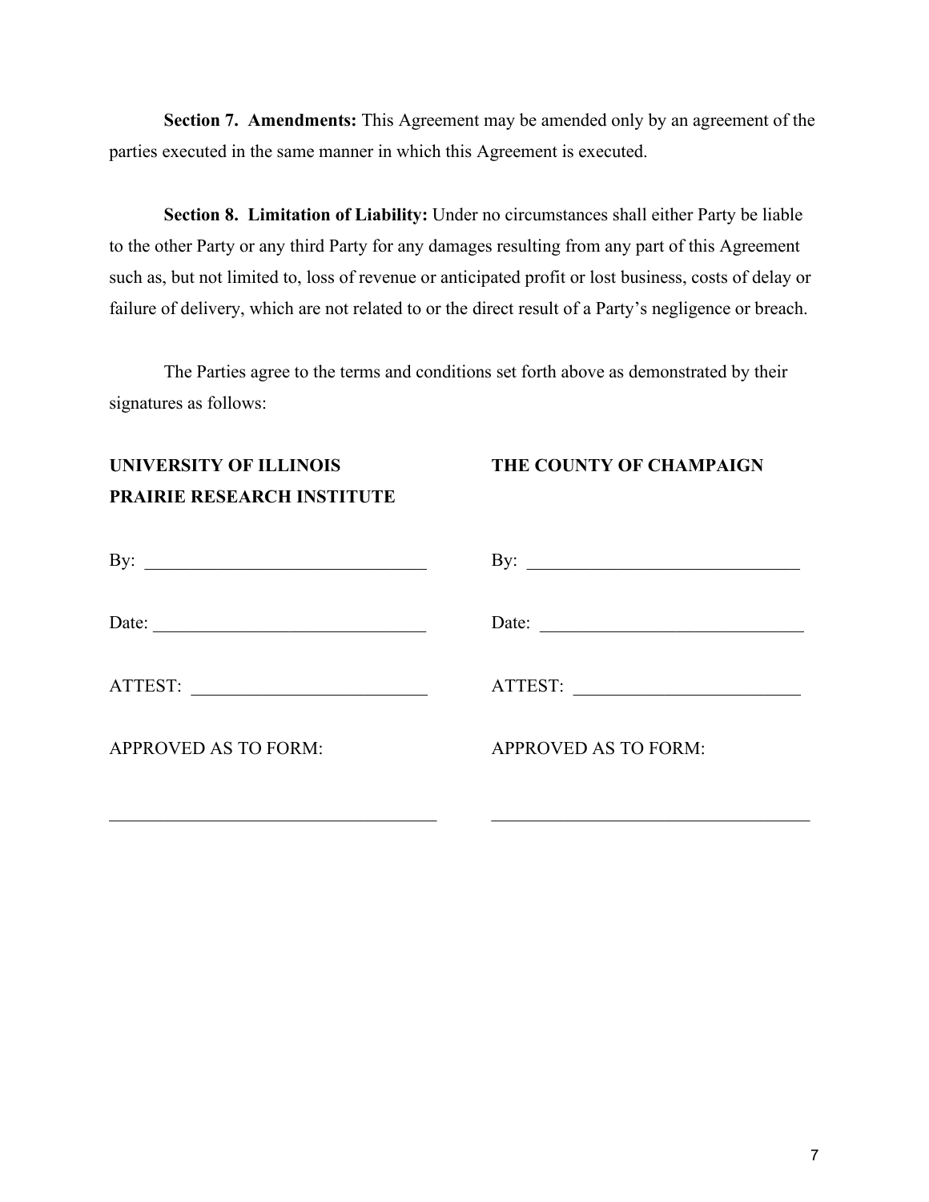**Section 7. Amendments:** This Agreement may be amended only by an agreement of the parties executed in the same manner in which this Agreement is executed.

**Section 8. Limitation of Liability:** Under no circumstances shall either Party be liable to the other Party or any third Party for any damages resulting from any part of this Agreement such as, but not limited to, loss of revenue or anticipated profit or lost business, costs of delay or failure of delivery, which are not related to or the direct result of a Party's negligence or breach.

The Parties agree to the terms and conditions set forth above as demonstrated by their signatures as follows:

**UNIVERSITY OF ILLINOIS**
**PRAIRIE RESEARCH INSTITUTE**

By: ______________________________

Date: ______________________________

ATTEST: ______________________________

APPROVED AS TO FORM:

______________________________

**THE COUNTY OF CHAMPAIGN**

By: ______________________________

Date: ______________________________

ATTEST: ______________________________

APPROVED AS TO FORM:

______________________________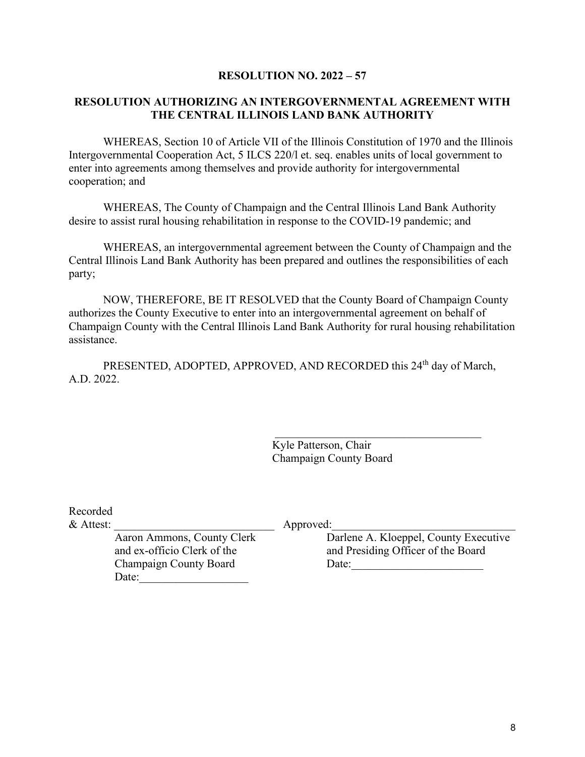**RESOLUTION NO. 2022 – 57**

**RESOLUTION AUTHORIZING AN INTERGOVERNMENTAL AGREEMENT WITH THE CENTRAL ILLINOIS LAND BANK AUTHORITY**

WHEREAS, Section 10 of Article VII of the Illinois Constitution of 1970 and the Illinois Intergovernmental Cooperation Act, 5 ILCS 220/l et. seq. enables units of local government to enter into agreements among themselves and provide authority for intergovernmental cooperation; and

WHEREAS, The County of Champaign and the Central Illinois Land Bank Authority desire to assist rural housing rehabilitation in response to the COVID-19 pandemic; and

WHEREAS, an intergovernmental agreement between the County of Champaign and the Central Illinois Land Bank Authority has been prepared and outlines the responsibilities of each party;

NOW, THEREFORE, BE IT RESOLVED that the County Board of Champaign County authorizes the County Executive to enter into an intergovernmental agreement on behalf of Champaign County with the Central Illinois Land Bank Authority for rural housing rehabilitation assistance.

PRESENTED, ADOPTED, APPROVED, AND RECORDED this 24th day of March, A.D. 2022.

\_\_\_\_\_\_\_\_\_\_\_\_\_\_\_\_\_\_\_\_\_\_\_\_\_\_\_\_\_\_\_\_\_\_\_\_\_\_
Kyle Patterson, Chair
Champaign County Board

Recorded
& Attest: \_\_\_\_\_\_\_\_\_\_\_\_\_\_\_\_\_\_\_\_\_\_\_\_\_\_\_\_
Aaron Ammons, County Clerk
and ex-officio Clerk of the
Champaign County Board
Date:\_\_\_\_\_\_\_\_\_\_\_\_\_\_\_\_\_\_\_

Approved:\_\_\_\_\_\_\_\_\_\_\_\_\_\_\_\_\_\_\_\_\_\_\_\_\_\_\_\_\_\_\_\_
Darlene A. Kloeppel, County Executive
and Presiding Officer of the Board
Date:\_\_\_\_\_\_\_\_\_\_\_\_\_\_\_\_\_\_\_\_\_\_\_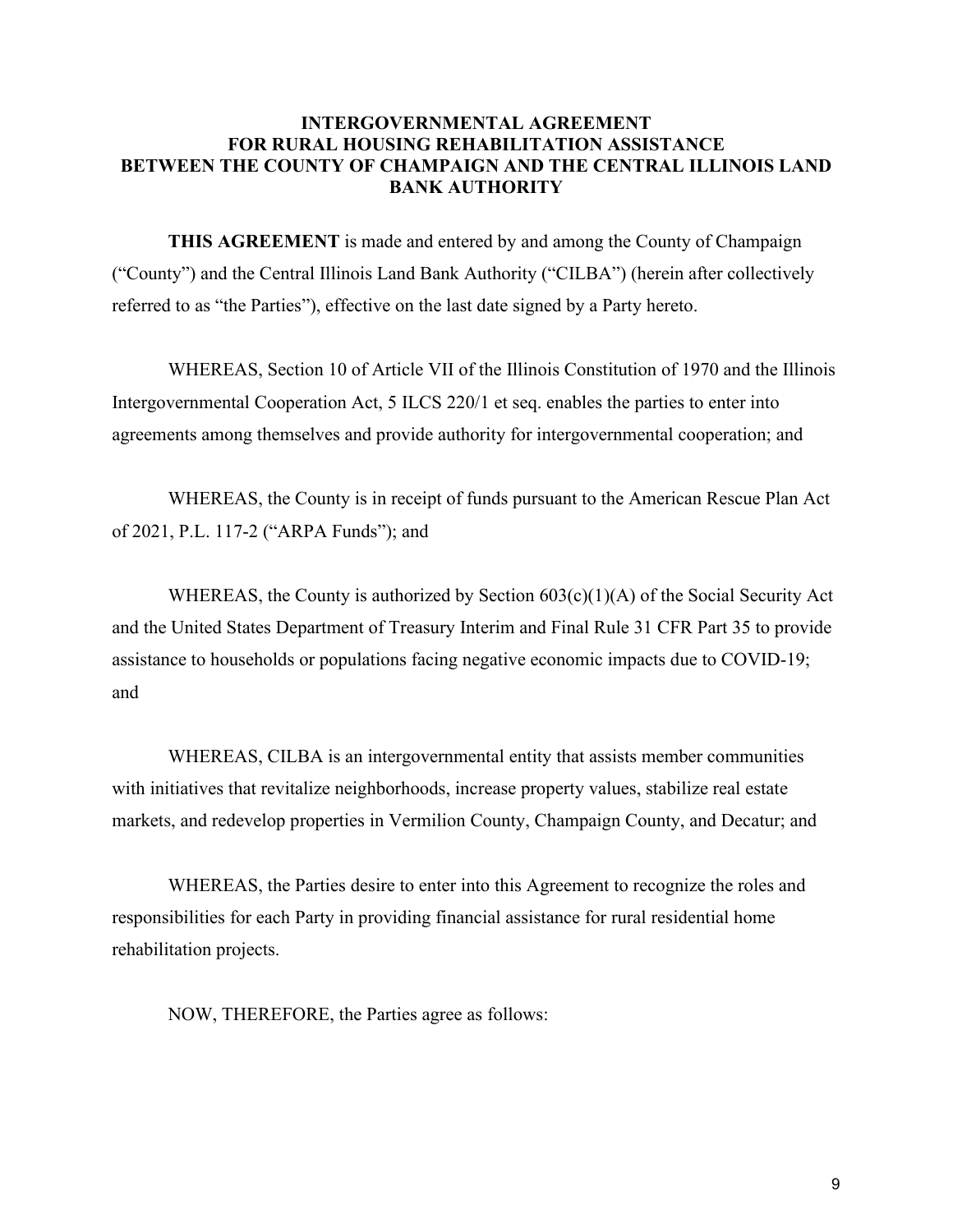# INTERGOVERNMENTAL AGREEMENT FOR RURAL HOUSING REHABILITATION ASSISTANCE BETWEEN THE COUNTY OF CHAMPAIGN AND THE CENTRAL ILLINOIS LAND BANK AUTHORITY

**THIS AGREEMENT** is made and entered by and among the County of Champaign ("County") and the Central Illinois Land Bank Authority ("CILBA") (herein after collectively referred to as "the Parties"), effective on the last date signed by a Party hereto.

WHEREAS, Section 10 of Article VII of the Illinois Constitution of 1970 and the Illinois Intergovernmental Cooperation Act, 5 ILCS 220/1 et seq. enables the parties to enter into agreements among themselves and provide authority for intergovernmental cooperation; and

WHEREAS, the County is in receipt of funds pursuant to the American Rescue Plan Act of 2021, P.L. 117-2 ("ARPA Funds"); and

WHEREAS, the County is authorized by Section 603(c)(1)(A) of the Social Security Act and the United States Department of Treasury Interim and Final Rule 31 CFR Part 35 to provide assistance to households or populations facing negative economic impacts due to COVID-19; and

WHEREAS, CILBA is an intergovernmental entity that assists member communities with initiatives that revitalize neighborhoods, increase property values, stabilize real estate markets, and redevelop properties in Vermilion County, Champaign County, and Decatur; and

WHEREAS, the Parties desire to enter into this Agreement to recognize the roles and responsibilities for each Party in providing financial assistance for rural residential home rehabilitation projects.

NOW, THEREFORE, the Parties agree as follows: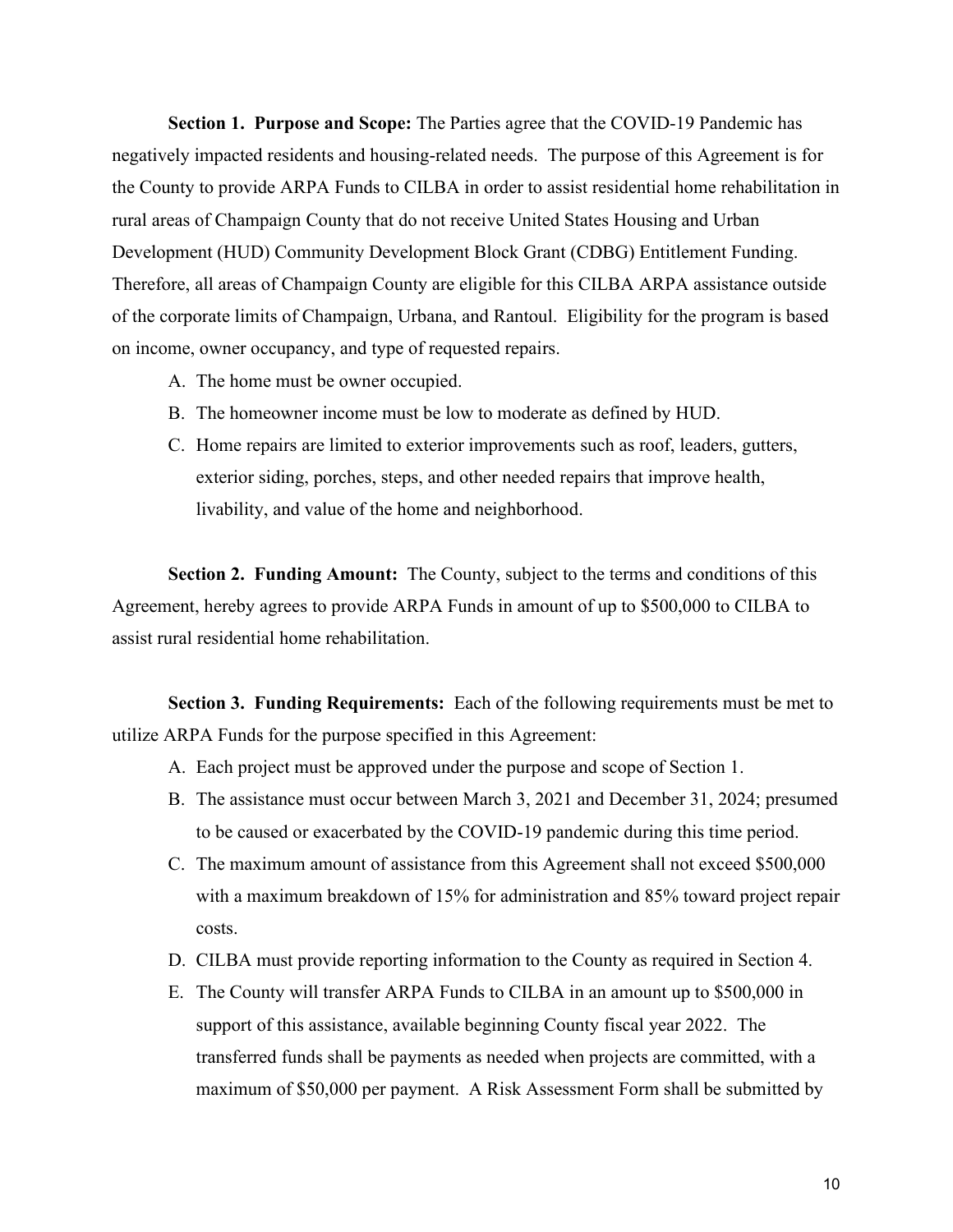**Section 1. Purpose and Scope:** The Parties agree that the COVID-19 Pandemic has negatively impacted residents and housing-related needs. The purpose of this Agreement is for the County to provide ARPA Funds to CILBA in order to assist residential home rehabilitation in rural areas of Champaign County that do not receive United States Housing and Urban Development (HUD) Community Development Block Grant (CDBG) Entitlement Funding. Therefore, all areas of Champaign County are eligible for this CILBA ARPA assistance outside of the corporate limits of Champaign, Urbana, and Rantoul. Eligibility for the program is based on income, owner occupancy, and type of requested repairs.

A. The home must be owner occupied.
B. The homeowner income must be low to moderate as defined by HUD.
C. Home repairs are limited to exterior improvements such as roof, leaders, gutters, exterior siding, porches, steps, and other needed repairs that improve health, livability, and value of the home and neighborhood.

**Section 2. Funding Amount:** The County, subject to the terms and conditions of this Agreement, hereby agrees to provide ARPA Funds in amount of up to $500,000 to CILBA to assist rural residential home rehabilitation.

**Section 3. Funding Requirements:** Each of the following requirements must be met to utilize ARPA Funds for the purpose specified in this Agreement:

A. Each project must be approved under the purpose and scope of Section 1.
B. The assistance must occur between March 3, 2021 and December 31, 2024; presumed to be caused or exacerbated by the COVID-19 pandemic during this time period.
C. The maximum amount of assistance from this Agreement shall not exceed $500,000 with a maximum breakdown of 15% for administration and 85% toward project repair costs.
D. CILBA must provide reporting information to the County as required in Section 4.
E. The County will transfer ARPA Funds to CILBA in an amount up to $500,000 in support of this assistance, available beginning County fiscal year 2022. The transferred funds shall be payments as needed when projects are committed, with a maximum of $50,000 per payment. A Risk Assessment Form shall be submitted by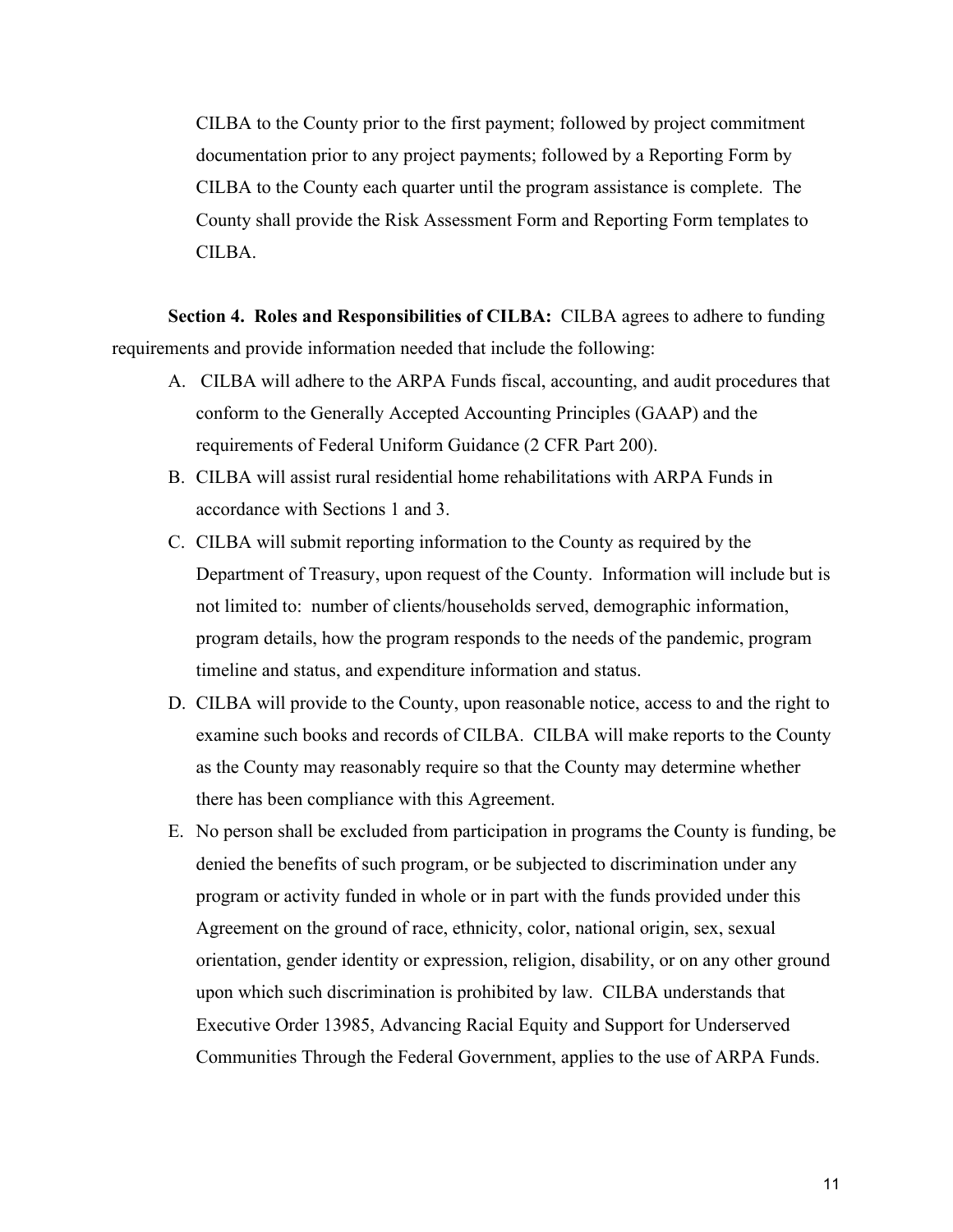CILBA to the County prior to the first payment; followed by project commitment documentation prior to any project payments; followed by a Reporting Form by CILBA to the County each quarter until the program assistance is complete. The County shall provide the Risk Assessment Form and Reporting Form templates to CILBA.

**Section 4. Roles and Responsibilities of CILBA:** CILBA agrees to adhere to funding requirements and provide information needed that include the following:

A. CILBA will adhere to the ARPA Funds fiscal, accounting, and audit procedures that conform to the Generally Accepted Accounting Principles (GAAP) and the requirements of Federal Uniform Guidance (2 CFR Part 200).

B. CILBA will assist rural residential home rehabilitations with ARPA Funds in accordance with Sections 1 and 3.

C. CILBA will submit reporting information to the County as required by the Department of Treasury, upon request of the County. Information will include but is not limited to: number of clients/households served, demographic information, program details, how the program responds to the needs of the pandemic, program timeline and status, and expenditure information and status.

D. CILBA will provide to the County, upon reasonable notice, access to and the right to examine such books and records of CILBA. CILBA will make reports to the County as the County may reasonably require so that the County may determine whether there has been compliance with this Agreement.

E. No person shall be excluded from participation in programs the County is funding, be denied the benefits of such program, or be subjected to discrimination under any program or activity funded in whole or in part with the funds provided under this Agreement on the ground of race, ethnicity, color, national origin, sex, sexual orientation, gender identity or expression, religion, disability, or on any other ground upon which such discrimination is prohibited by law. CILBA understands that Executive Order 13985, Advancing Racial Equity and Support for Underserved Communities Through the Federal Government, applies to the use of ARPA Funds.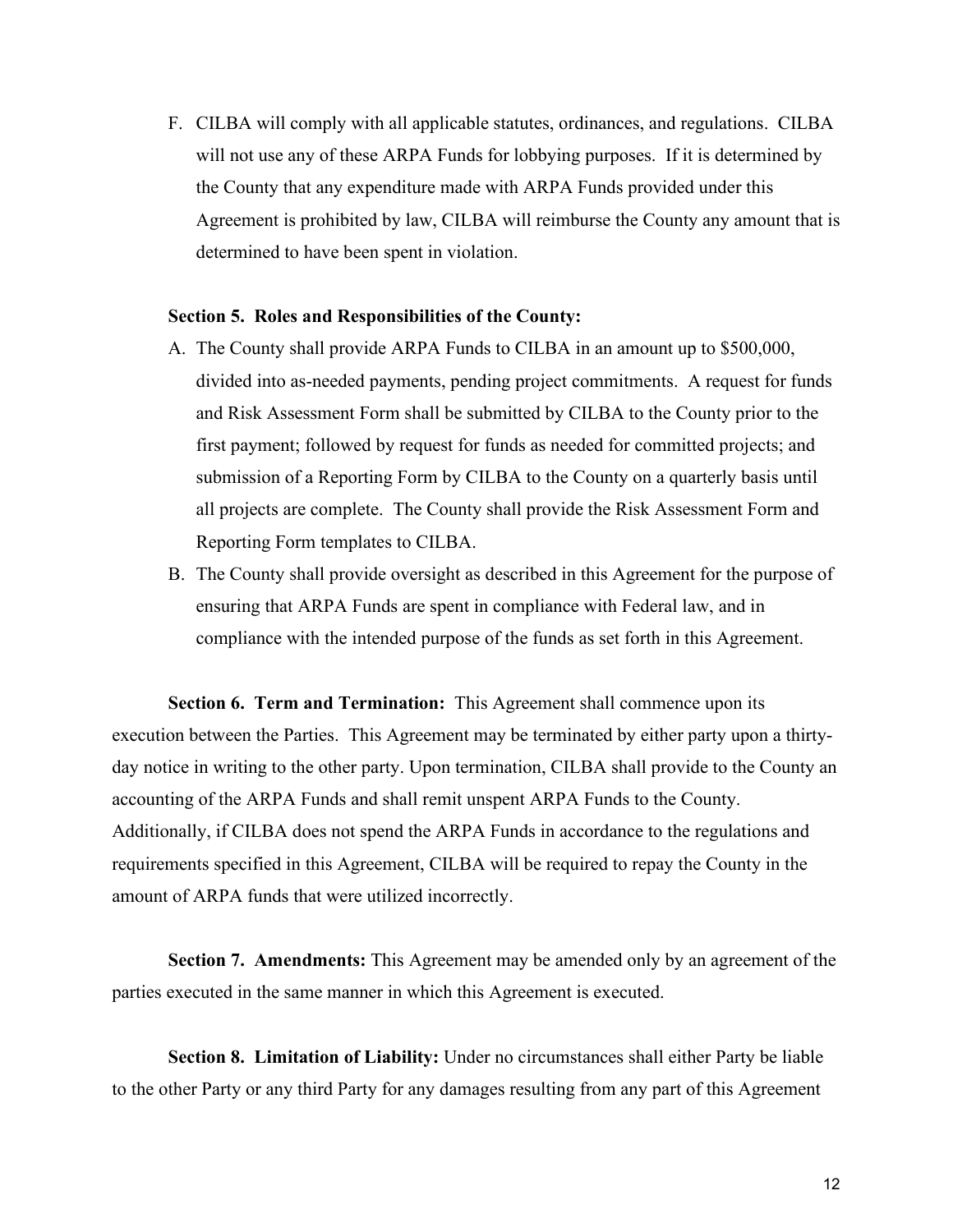F. CILBA will comply with all applicable statutes, ordinances, and regulations. CILBA will not use any of these ARPA Funds for lobbying purposes. If it is determined by the County that any expenditure made with ARPA Funds provided under this Agreement is prohibited by law, CILBA will reimburse the County any amount that is determined to have been spent in violation.

**Section 5. Roles and Responsibilities of the County:**

A. The County shall provide ARPA Funds to CILBA in an amount up to $500,000, divided into as-needed payments, pending project commitments. A request for funds and Risk Assessment Form shall be submitted by CILBA to the County prior to the first payment; followed by request for funds as needed for committed projects; and submission of a Reporting Form by CILBA to the County on a quarterly basis until all projects are complete. The County shall provide the Risk Assessment Form and Reporting Form templates to CILBA.

B. The County shall provide oversight as described in this Agreement for the purpose of ensuring that ARPA Funds are spent in compliance with Federal law, and in compliance with the intended purpose of the funds as set forth in this Agreement.

**Section 6. Term and Termination:** This Agreement shall commence upon its execution between the Parties. This Agreement may be terminated by either party upon a thirty-day notice in writing to the other party. Upon termination, CILBA shall provide to the County an accounting of the ARPA Funds and shall remit unspent ARPA Funds to the County. Additionally, if CILBA does not spend the ARPA Funds in accordance to the regulations and requirements specified in this Agreement, CILBA will be required to repay the County in the amount of ARPA funds that were utilized incorrectly.

**Section 7. Amendments:** This Agreement may be amended only by an agreement of the parties executed in the same manner in which this Agreement is executed.

**Section 8. Limitation of Liability:** Under no circumstances shall either Party be liable to the other Party or any third Party for any damages resulting from any part of this Agreement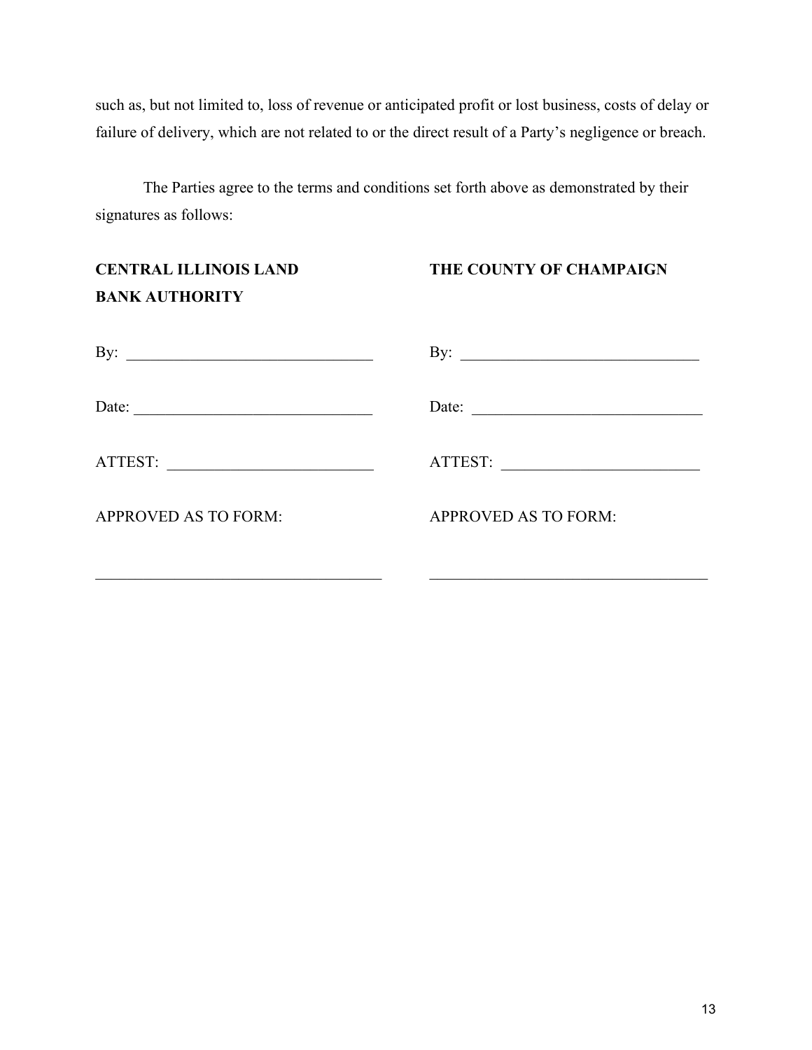such as, but not limited to, loss of revenue or anticipated profit or lost business, costs of delay or failure of delivery, which are not related to or the direct result of a Party's negligence or breach.

The Parties agree to the terms and conditions set forth above as demonstrated by their signatures as follows:

**CENTRAL ILLINOIS LAND BANK AUTHORITY**

By: ______________________________

Date: ______________________________

ATTEST: ______________________________

APPROVED AS TO FORM:

______________________________

**THE COUNTY OF CHAMPAIGN**

By: ______________________________

Date: ______________________________

ATTEST: ______________________________

APPROVED AS TO FORM:

______________________________